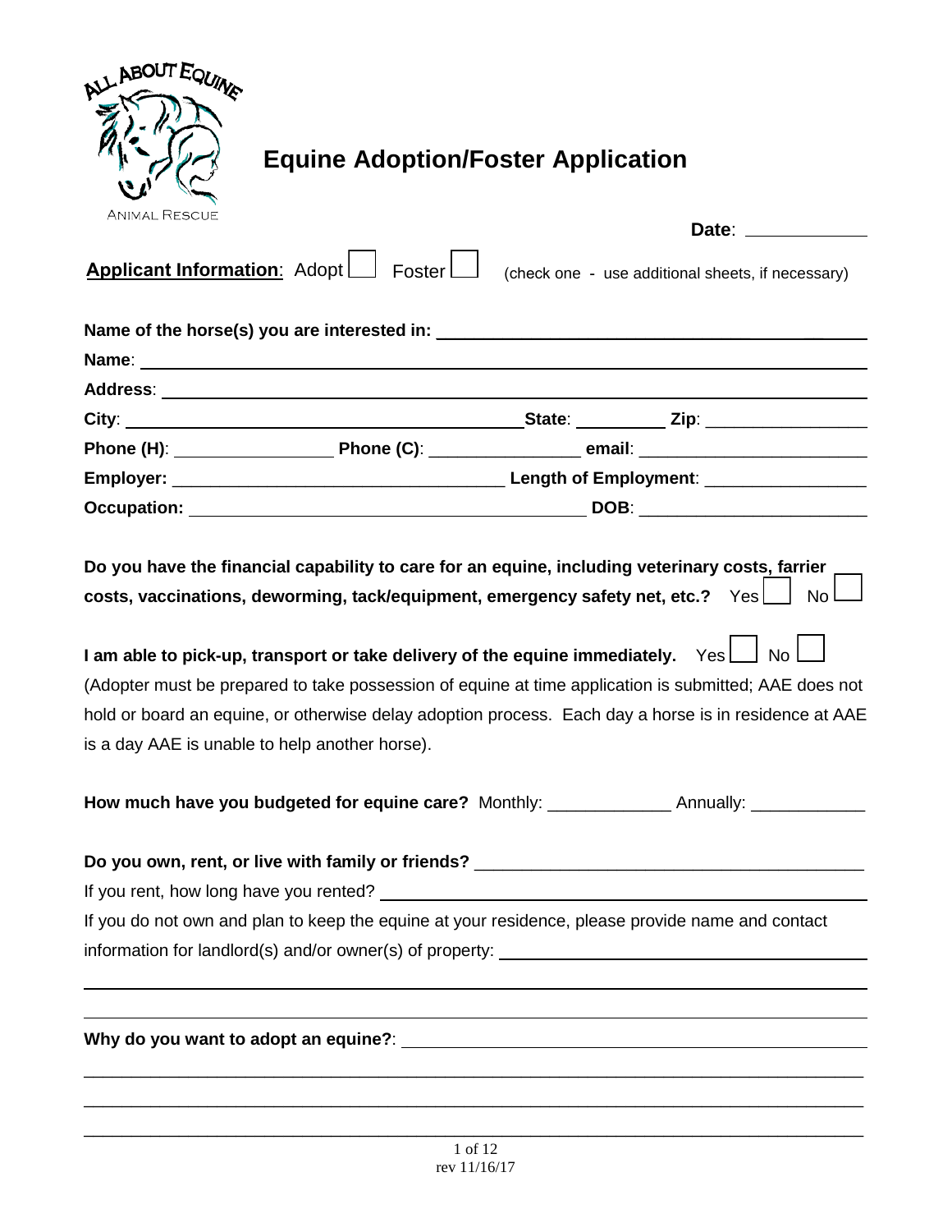ALL ABOUT EQUINE
ANIMAL RESCUE

# Equine Adoption/Foster Application

**Date**: ____________

**Applicant Information**: Adopt ☐ Foster ☐ (check one - use additional sheets, if necessary)

**Name of the horse(s) you are interested in:** ____________________________________________

**Name**: ____________________________________________

**Address**: ____________________________________________

**City**: ______________________________ **State**: __________ **Zip**: ________________

**Phone (H)**: ________________ **Phone (C)**: ________________ **email**: ________________________

**Employer:** ________________________________ **Length of Employment**: ________________

**Occupation:** ________________________________ **DOB**: ________________________

**Do you have the financial capability to care for an equine, including veterinary costs, farrier costs, vaccinations, deworming, tack/equipment, emergency safety net, etc.?** Yes ☐ No ☐

**I am able to pick-up, transport or take delivery of the equine immediately.** Yes ☐ No ☐
(Adopter must be prepared to take possession of equine at time application is submitted; AAE does not hold or board an equine, or otherwise delay adoption process. Each day a horse is in residence at AAE is a day AAE is unable to help another horse).

**How much have you budgeted for equine care?** Monthly: ____________ Annually: ____________

**Do you own, rent, or live with family or friends?** ________________________________________

If you rent, how long have you rented? ________________________________________

If you do not own and plan to keep the equine at your residence, please provide name and contact information for landlord(s) and/or owner(s) of property: ________________________________________

________________________________________________________________________________

________________________________________________________________________________

**Why do you want to adopt an equine?**: ________________________________________

________________________________________________________________________________

________________________________________________________________________________

________________________________________________________________________________

rev 11/16/17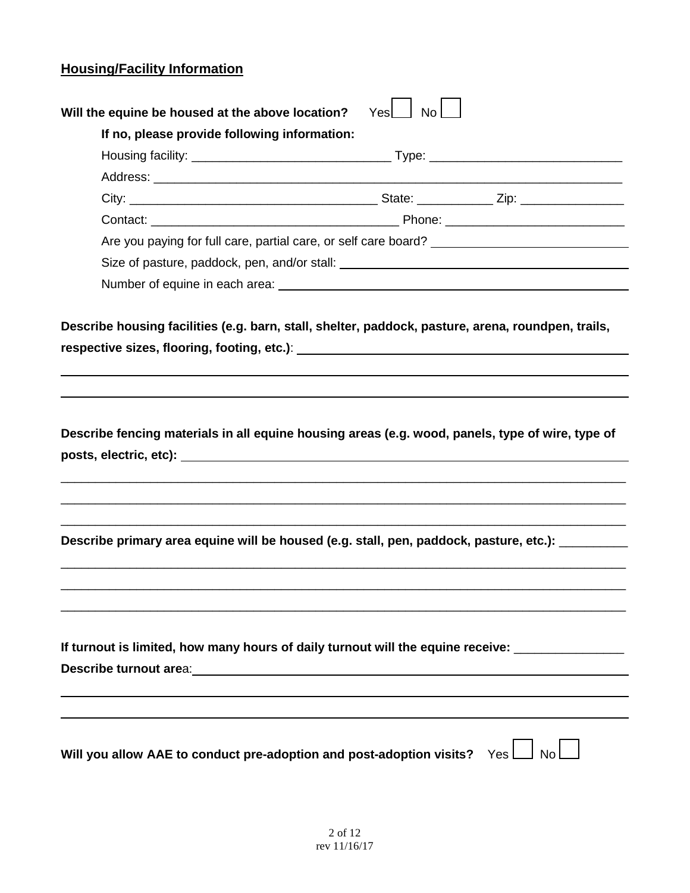## Housing/Facility Information

**Will the equine be housed at the above location?** Yes ☐ No ☐

**If no, please provide following information:**

Housing facility: _____________________________ Type: ___________________________

Address: ______________________________________________________________________

City: _____________________________________ State: ___________ Zip: _______________

Contact: _____________________________________ Phone: _________________________

Are you paying for full care, partial care, or self care board? _____________________________

Size of pasture, paddock, pen, and/or stall: __________________________________________

Number of equine in each area: _____________________________________________________

**Describe housing facilities (e.g. barn, stall, shelter, paddock, pasture, arena, roundpen, trails, respective sizes, flooring, footing, etc.)**: ______________________________________________

_____________________________________________________________________________________

_____________________________________________________________________________________

**Describe fencing materials in all equine housing areas (e.g. wood, panels, type of wire, type of posts, electric, etc):** ____________________________________________________________

_____________________________________________________________________________________

_____________________________________________________________________________________

_____________________________________________________________________________________

**Describe primary area equine will be housed (e.g. stall, pen, paddock, pasture, etc.):** _________

_____________________________________________________________________________________

_____________________________________________________________________________________

_____________________________________________________________________________________

**If turnout is limited, how many hours of daily turnout will the equine receive:** _______________

**Describe turnout are**a: _____________________________________________________________

_____________________________________________________________________________________

_____________________________________________________________________________________

**Will you allow AAE to conduct pre-adoption and post-adoption visits?** Yes ☐ No ☐

rev 11/16/17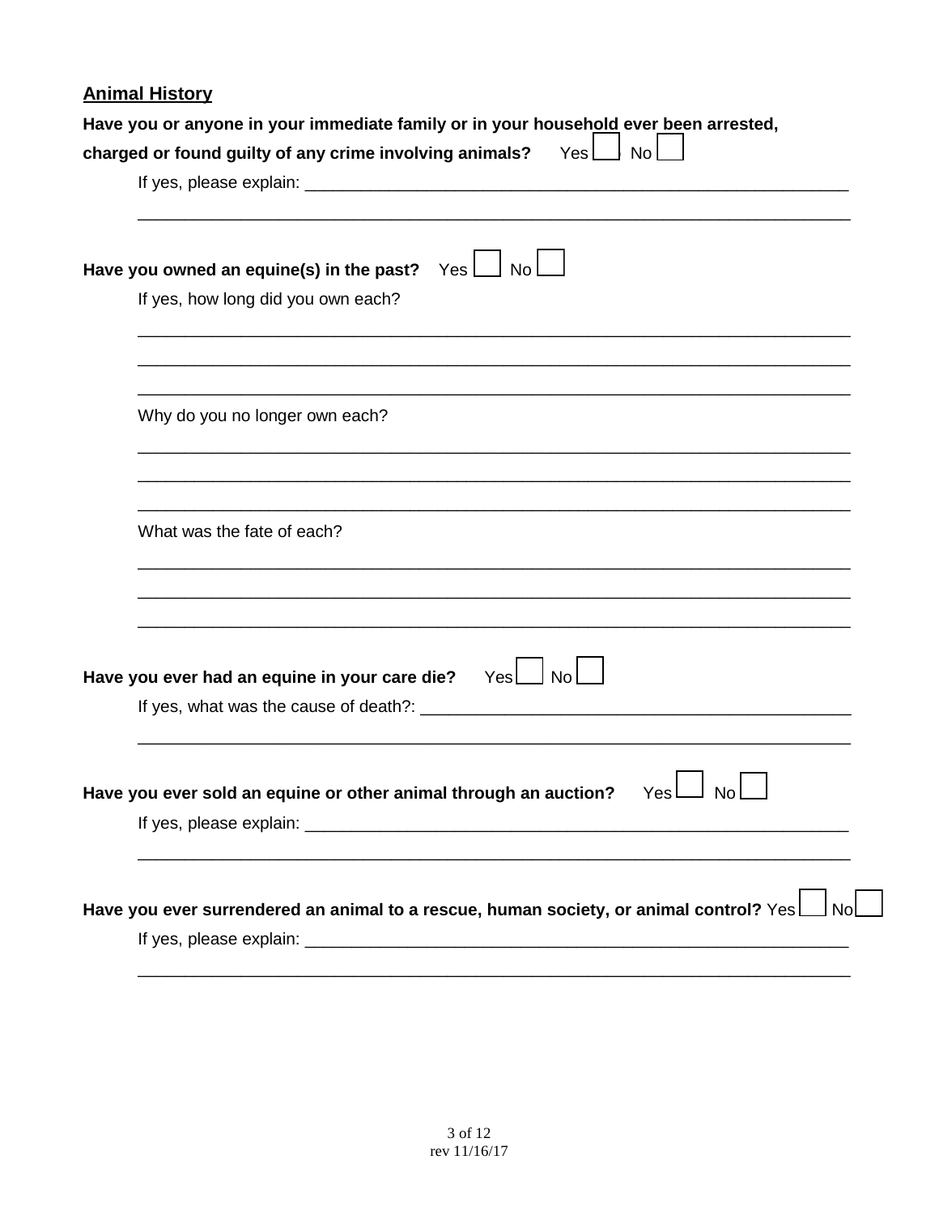## Animal History

**Have you or anyone in your immediate family or in your household ever been arrested, charged or found guilty of any crime involving animals?** Yes ☐ No ☐

If yes, please explain: ____________________________________________

____________________________________________

**Have you owned an equine(s) in the past?** Yes ☐ No ☐

If yes, how long did you own each?

____________________________________________

____________________________________________

____________________________________________

Why do you no longer own each?

____________________________________________

____________________________________________

____________________________________________

What was the fate of each?

____________________________________________

____________________________________________

____________________________________________

**Have you ever had an equine in your care die?** Yes ☐ No ☐

If yes, what was the cause of death?: ____________________________________________

____________________________________________

**Have you ever sold an equine or other animal through an auction?** Yes ☐ No ☐

If yes, please explain: ____________________________________________

____________________________________________

**Have you ever surrendered an animal to a rescue, human society, or animal control?** Yes ☐ No ☐

If yes, please explain: ____________________________________________

____________________________________________

rev 11/16/17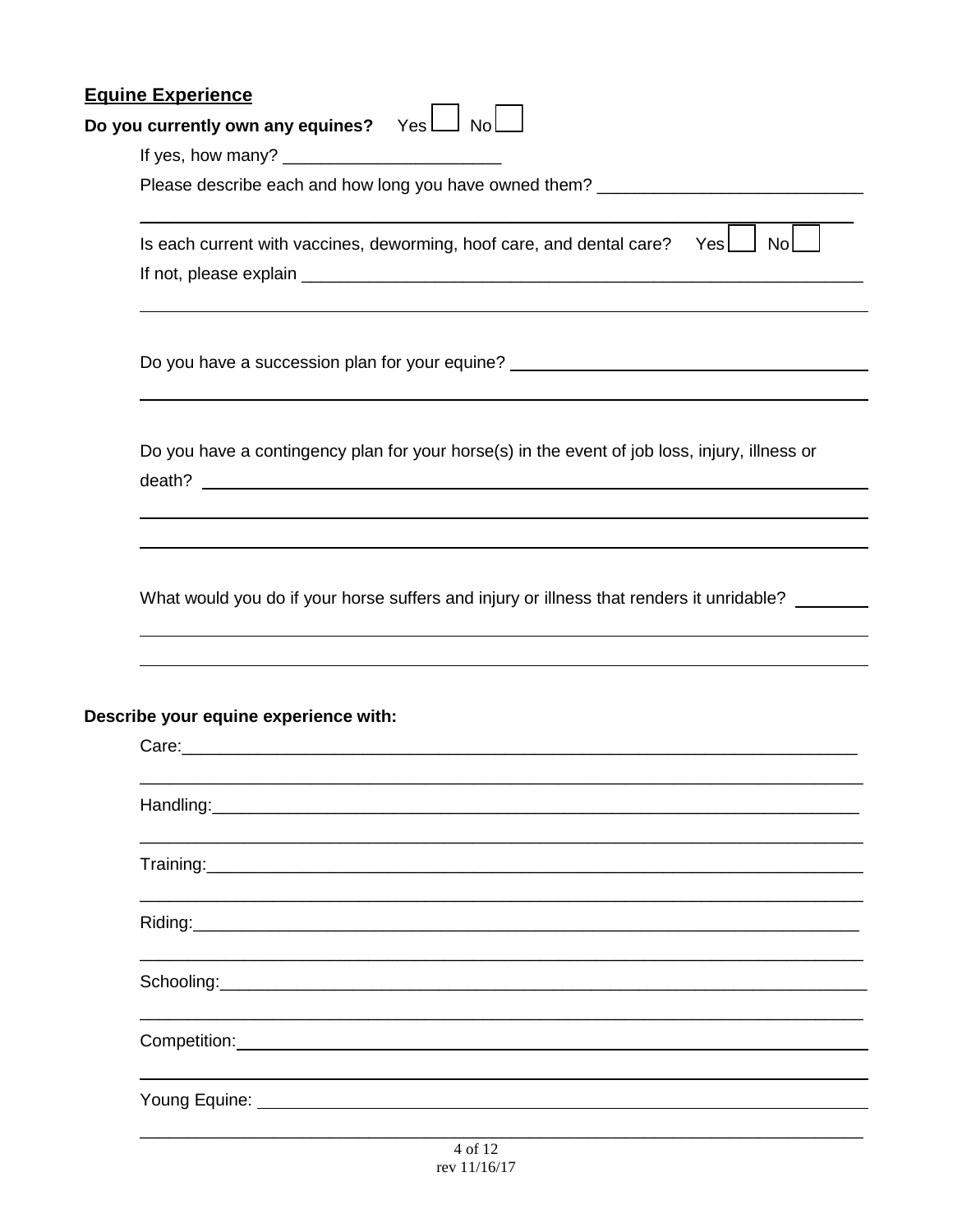## Equine Experience

**Do you currently own any equines?** Yes ☐ No ☐

If yes, how many? _______________________

Please describe each and how long you have owned them? ___________________________

Is each current with vaccines, deworming, hoof care, and dental care? Yes ☐ No ☐

If not, please explain ___________________________________________________________

Do you have a succession plan for your equine? ___________________________________

Do you have a contingency plan for your horse(s) in the event of job loss, injury, illness or death? ___________________________________________________________

What would you do if your horse suffers and injury or illness that renders it unridable? _______

**Describe your equine experience with:**

Care:___________________________________________________________________

Handling:________________________________________________________________

Training:_________________________________________________________________

Riding:__________________________________________________________________

Schooling:________________________________________________________________

Competition:______________________________________________________________

Young Equine: ____________________________________________________________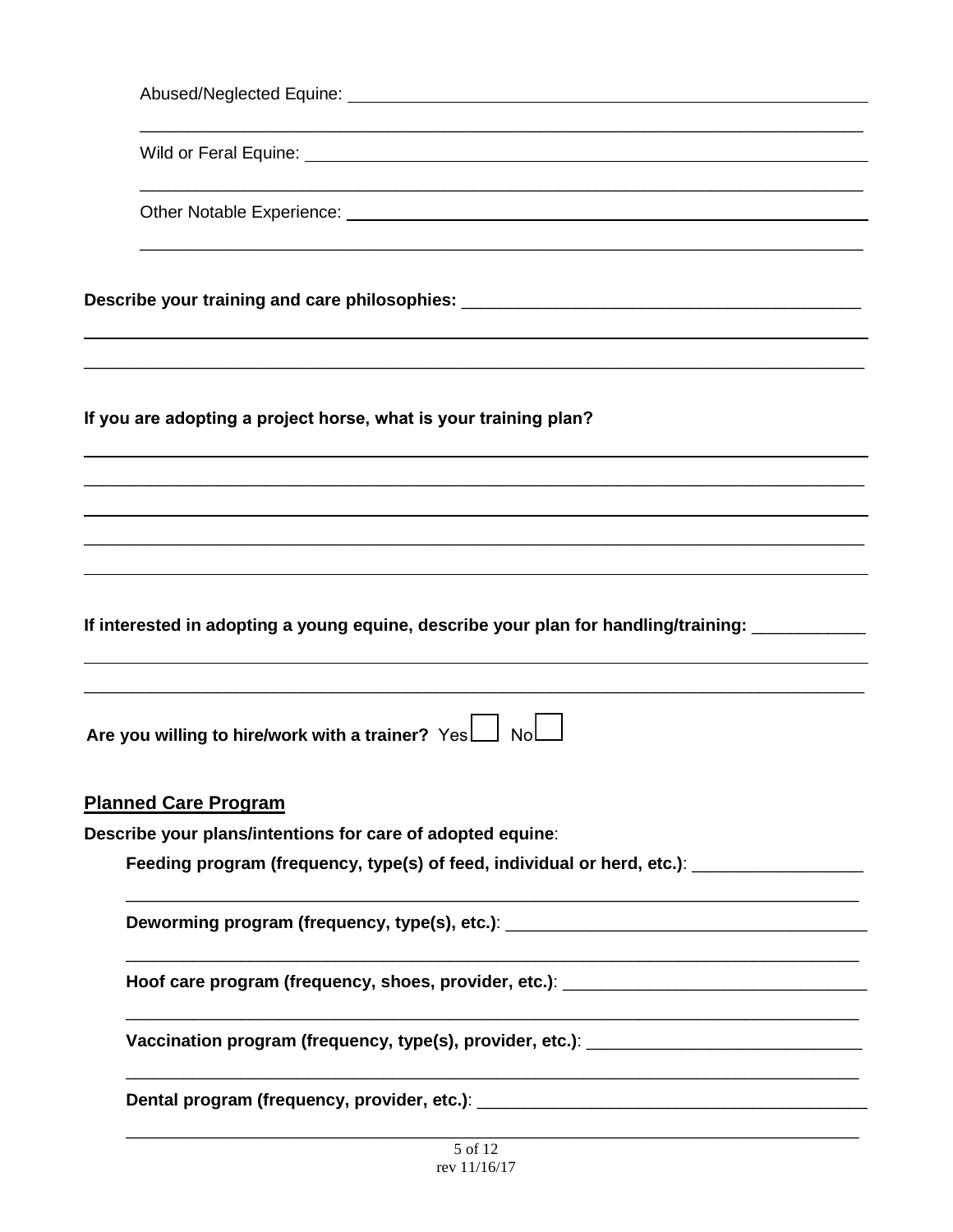Abused/Neglected Equine: ___________________________________________________________

_______________________________________________________________________________

Wild or Feral Equine: _______________________________________________________________

_______________________________________________________________________________

Other Notable Experience: ____________________________________________________________

_______________________________________________________________________________

**Describe your training and care philosophies:** ___________________________________________

_______________________________________________________________________________

_______________________________________________________________________________

**If you are adopting a project horse, what is your training plan?**

_______________________________________________________________________________

_______________________________________________________________________________

_______________________________________________________________________________

_______________________________________________________________________________

_______________________________________________________________________________

**If interested in adopting a young equine, describe your plan for handling/training:** ____________

_______________________________________________________________________________

_______________________________________________________________________________

**Are you willing to hire/work with a trainer?** Yes ☐ No ☐

## Planned Care Program

**Describe your plans/intentions for care of adopted equine**:

**Feeding program (frequency, type(s) of feed, individual or herd, etc.)**: _________________

_______________________________________________________________________________

**Deworming program (frequency, type(s), etc.)**: _____________________________________

_______________________________________________________________________________

**Hoof care program (frequency, shoes, provider, etc.)**: ________________________________

_______________________________________________________________________________

**Vaccination program (frequency, type(s), provider, etc.)**: _____________________________

_______________________________________________________________________________

**Dental program (frequency, provider, etc.)**: _________________________________________

_______________________________________________________________________________

rev 11/16/17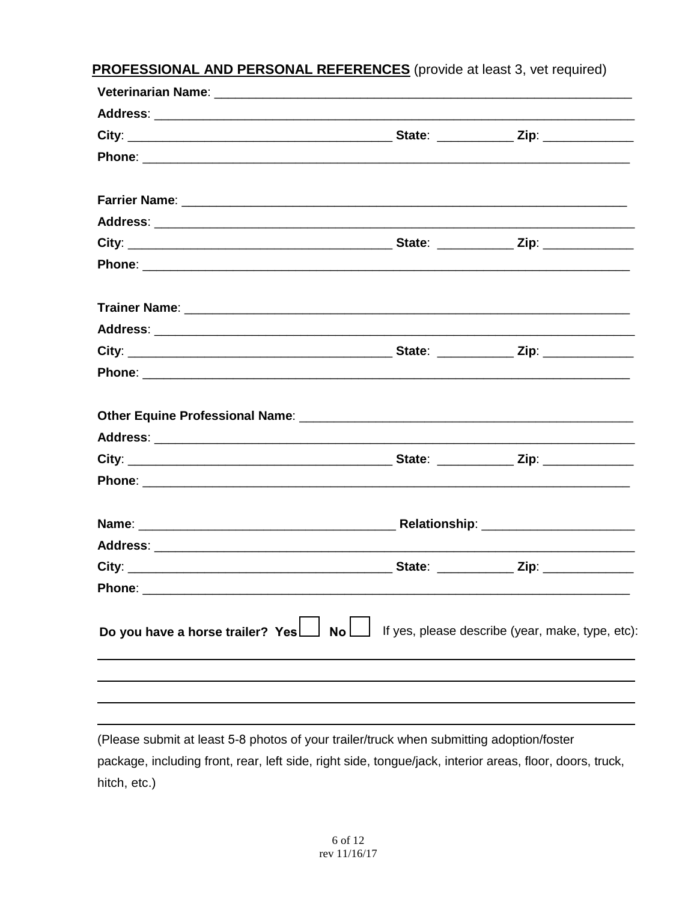**PROFESSIONAL AND PERSONAL REFERENCES** (provide at least 3, vet required)

**Veterinarian Name**: ____________________________________________________________

**Address**: ______________________________________________________________________

**City**: _____________________________________ **State**: ___________ **Zip**: _____________

**Phone**: ________________________________________________________________________

**Farrier Name**: _________________________________________________________________

**Address**: ______________________________________________________________________

**City**: _____________________________________ **State**: ___________ **Zip**: _____________

**Phone**: ________________________________________________________________________

**Trainer Name**: _________________________________________________________________

**Address**: ______________________________________________________________________

**City**: _____________________________________ **State**: ___________ **Zip**: _____________

**Phone**: ________________________________________________________________________

**Other Equine Professional Name**: ________________________________________________

**Address**: ______________________________________________________________________

**City**: _____________________________________ **State**: ___________ **Zip**: _____________

**Phone**: ________________________________________________________________________

**Name**: ___________________________________ **Relationship**: ______________________

**Address**: ______________________________________________________________________

**City**: _____________________________________ **State**: ___________ **Zip**: _____________

**Phone**: ________________________________________________________________________

**Do you have a horse trailer? Yes** ☐ **No** ☐ If yes, please describe (year, make, type, etc):

______________________________________________________________________________

______________________________________________________________________________

______________________________________________________________________________

______________________________________________________________________________

(Please submit at least 5-8 photos of your trailer/truck when submitting adoption/foster package, including front, rear, left side, right side, tongue/jack, interior areas, floor, doors, truck, hitch, etc.)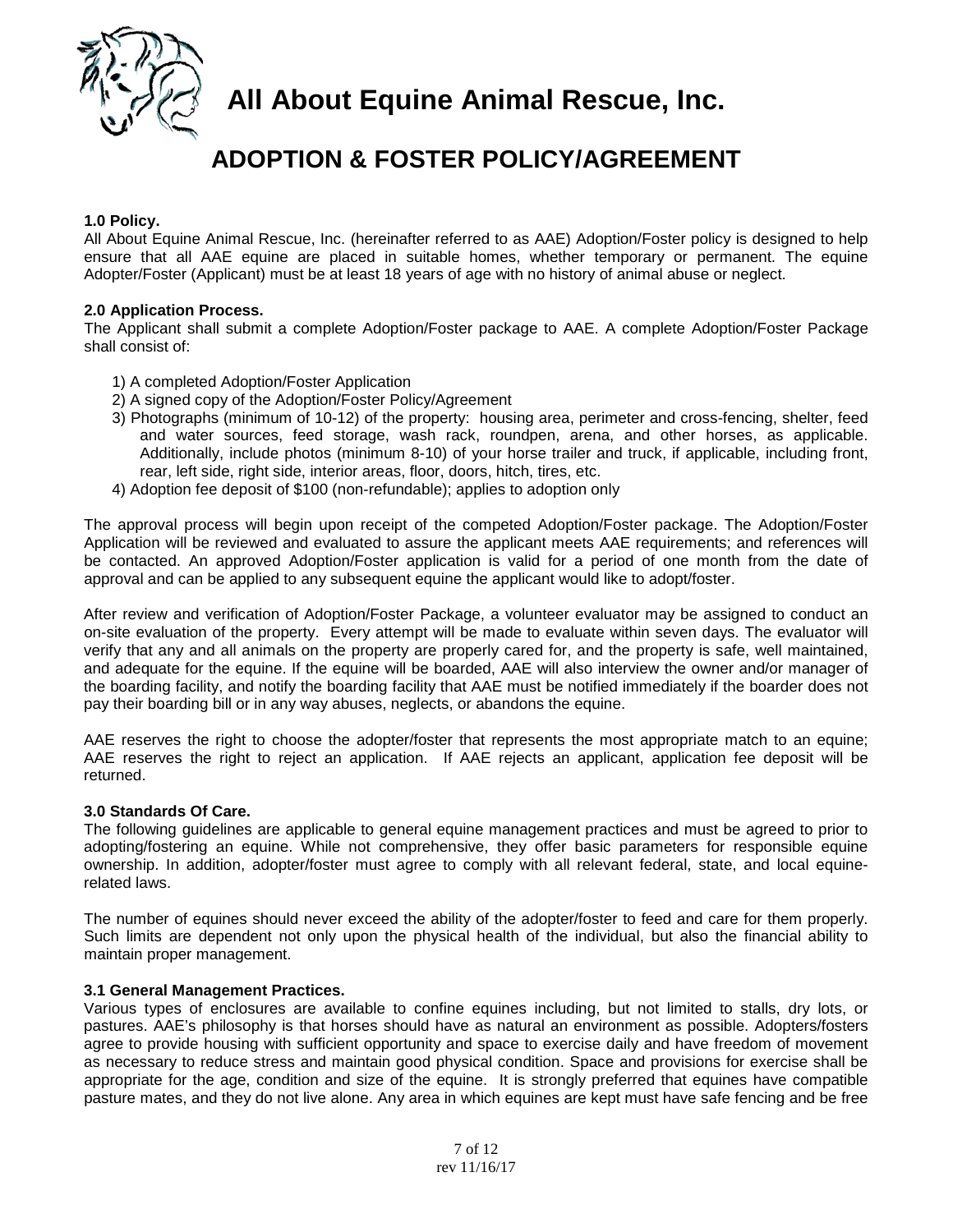# All About Equine Animal Rescue, Inc.

## ADOPTION & FOSTER POLICY/AGREEMENT

**1.0 Policy.**
All About Equine Animal Rescue, Inc. (hereinafter referred to as AAE) Adoption/Foster policy is designed to help ensure that all AAE equine are placed in suitable homes, whether temporary or permanent. The equine Adopter/Foster (Applicant) must be at least 18 years of age with no history of animal abuse or neglect.

**2.0 Application Process.**
The Applicant shall submit a complete Adoption/Foster package to AAE. A complete Adoption/Foster Package shall consist of:

1) A completed Adoption/Foster Application
2) A signed copy of the Adoption/Foster Policy/Agreement
3) Photographs (minimum of 10-12) of the property: housing area, perimeter and cross-fencing, shelter, feed and water sources, feed storage, wash rack, roundpen, arena, and other horses, as applicable. Additionally, include photos (minimum 8-10) of your horse trailer and truck, if applicable, including front, rear, left side, right side, interior areas, floor, doors, hitch, tires, etc.
4) Adoption fee deposit of $100 (non-refundable); applies to adoption only

The approval process will begin upon receipt of the competed Adoption/Foster package. The Adoption/Foster Application will be reviewed and evaluated to assure the applicant meets AAE requirements; and references will be contacted. An approved Adoption/Foster application is valid for a period of one month from the date of approval and can be applied to any subsequent equine the applicant would like to adopt/foster.

After review and verification of Adoption/Foster Package, a volunteer evaluator may be assigned to conduct an on-site evaluation of the property. Every attempt will be made to evaluate within seven days. The evaluator will verify that any and all animals on the property are properly cared for, and the property is safe, well maintained, and adequate for the equine. If the equine will be boarded, AAE will also interview the owner and/or manager of the boarding facility, and notify the boarding facility that AAE must be notified immediately if the boarder does not pay their boarding bill or in any way abuses, neglects, or abandons the equine.

AAE reserves the right to choose the adopter/foster that represents the most appropriate match to an equine; AAE reserves the right to reject an application. If AAE rejects an applicant, application fee deposit will be returned.

**3.0 Standards Of Care.**
The following guidelines are applicable to general equine management practices and must be agreed to prior to adopting/fostering an equine. While not comprehensive, they offer basic parameters for responsible equine ownership. In addition, adopter/foster must agree to comply with all relevant federal, state, and local equine-related laws.

The number of equines should never exceed the ability of the adopter/foster to feed and care for them properly. Such limits are dependent not only upon the physical health of the individual, but also the financial ability to maintain proper management.

**3.1 General Management Practices.**
Various types of enclosures are available to confine equines including, but not limited to stalls, dry lots, or pastures. AAE's philosophy is that horses should have as natural an environment as possible. Adopters/fosters agree to provide housing with sufficient opportunity and space to exercise daily and have freedom of movement as necessary to reduce stress and maintain good physical condition. Space and provisions for exercise shall be appropriate for the age, condition and size of the equine. It is strongly preferred that equines have compatible pasture mates, and they do not live alone. Any area in which equines are kept must have safe fencing and be free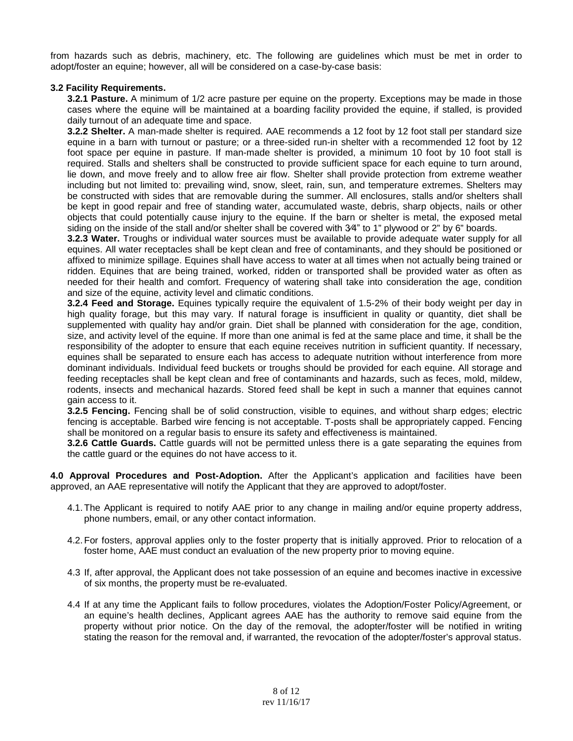from hazards such as debris, machinery, etc. The following are guidelines which must be met in order to adopt/foster an equine; however, all will be considered on a case-by-case basis:

**3.2 Facility Requirements.**

**3.2.1 Pasture.** A minimum of 1/2 acre pasture per equine on the property. Exceptions may be made in those cases where the equine will be maintained at a boarding facility provided the equine, if stalled, is provided daily turnout of an adequate time and space.

**3.2.2 Shelter.** A man-made shelter is required. AAE recommends a 12 foot by 12 foot stall per standard size equine in a barn with turnout or pasture; or a three-sided run-in shelter with a recommended 12 foot by 12 foot space per equine in pasture. If man-made shelter is provided, a minimum 10 foot by 10 foot stall is required. Stalls and shelters shall be constructed to provide sufficient space for each equine to turn around, lie down, and move freely and to allow free air flow. Shelter shall provide protection from extreme weather including but not limited to: prevailing wind, snow, sleet, rain, sun, and temperature extremes. Shelters may be constructed with sides that are removable during the summer. All enclosures, stalls and/or shelters shall be kept in good repair and free of standing water, accumulated waste, debris, sharp objects, nails or other objects that could potentially cause injury to the equine. If the barn or shelter is metal, the exposed metal siding on the inside of the stall and/or shelter shall be covered with 3⁄4" to 1" plywood or 2" by 6" boards.

**3.2.3 Water.** Troughs or individual water sources must be available to provide adequate water supply for all equines. All water receptacles shall be kept clean and free of contaminants, and they should be positioned or affixed to minimize spillage. Equines shall have access to water at all times when not actually being trained or ridden. Equines that are being trained, worked, ridden or transported shall be provided water as often as needed for their health and comfort. Frequency of watering shall take into consideration the age, condition and size of the equine, activity level and climatic conditions.

**3.2.4 Feed and Storage.** Equines typically require the equivalent of 1.5-2% of their body weight per day in high quality forage, but this may vary. If natural forage is insufficient in quality or quantity, diet shall be supplemented with quality hay and/or grain. Diet shall be planned with consideration for the age, condition, size, and activity level of the equine. If more than one animal is fed at the same place and time, it shall be the responsibility of the adopter to ensure that each equine receives nutrition in sufficient quantity. If necessary, equines shall be separated to ensure each has access to adequate nutrition without interference from more dominant individuals. Individual feed buckets or troughs should be provided for each equine. All storage and feeding receptacles shall be kept clean and free of contaminants and hazards, such as feces, mold, mildew, rodents, insects and mechanical hazards. Stored feed shall be kept in such a manner that equines cannot gain access to it.

**3.2.5 Fencing.** Fencing shall be of solid construction, visible to equines, and without sharp edges; electric fencing is acceptable. Barbed wire fencing is not acceptable. T-posts shall be appropriately capped. Fencing shall be monitored on a regular basis to ensure its safety and effectiveness is maintained.

**3.2.6 Cattle Guards.** Cattle guards will not be permitted unless there is a gate separating the equines from the cattle guard or the equines do not have access to it.

**4.0 Approval Procedures and Post-Adoption.** After the Applicant's application and facilities have been approved, an AAE representative will notify the Applicant that they are approved to adopt/foster.

4.1. The Applicant is required to notify AAE prior to any change in mailing and/or equine property address, phone numbers, email, or any other contact information.

4.2. For fosters, approval applies only to the foster property that is initially approved. Prior to relocation of a foster home, AAE must conduct an evaluation of the new property prior to moving equine.

4.3 If, after approval, the Applicant does not take possession of an equine and becomes inactive in excessive of six months, the property must be re-evaluated.

4.4 If at any time the Applicant fails to follow procedures, violates the Adoption/Foster Policy/Agreement, or an equine's health declines, Applicant agrees AAE has the authority to remove said equine from the property without prior notice. On the day of the removal, the adopter/foster will be notified in writing stating the reason for the removal and, if warranted, the revocation of the adopter/foster's approval status.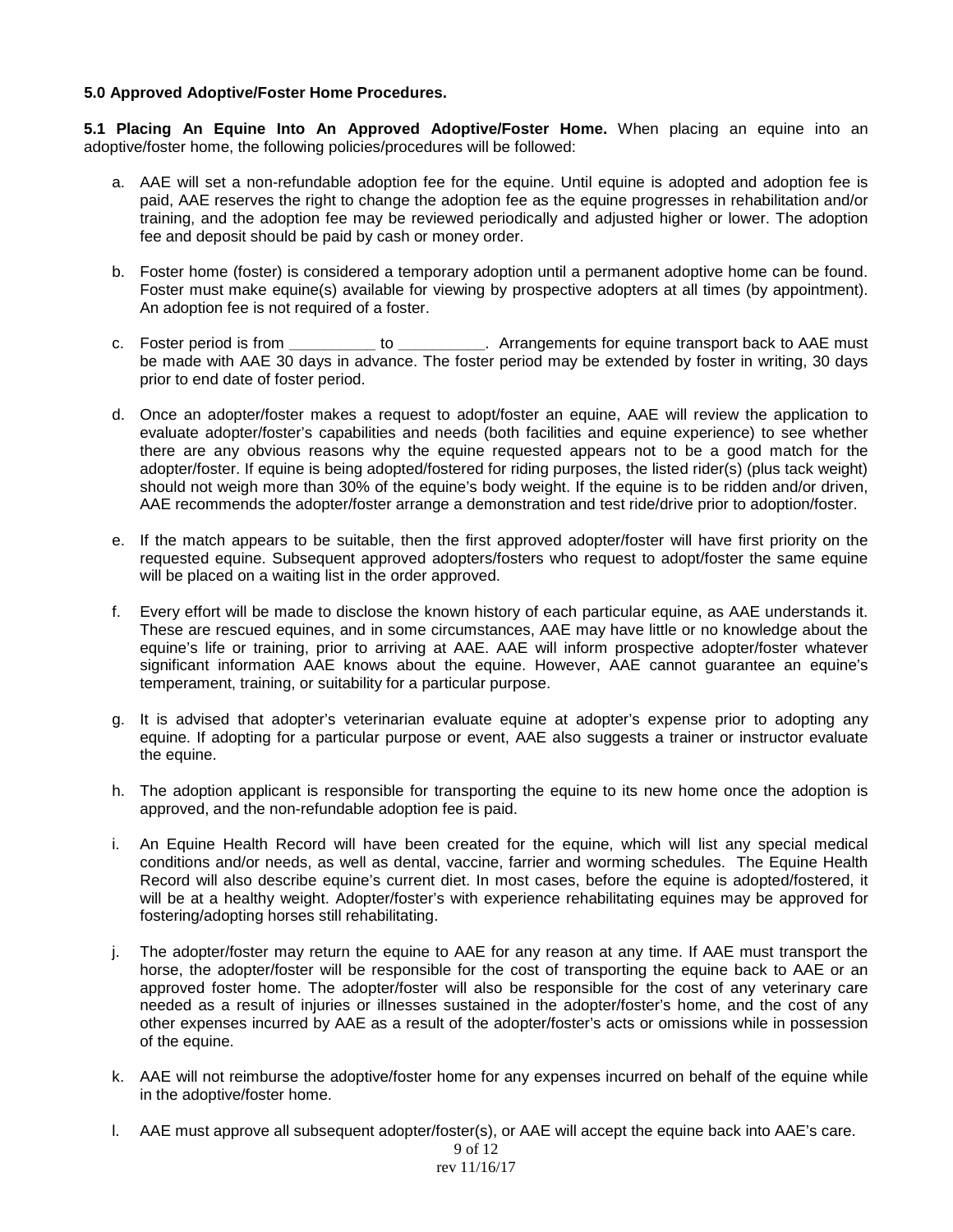**5.0 Approved Adoptive/Foster Home Procedures.**

**5.1 Placing An Equine Into An Approved Adoptive/Foster Home.** When placing an equine into an adoptive/foster home, the following policies/procedures will be followed:

a. AAE will set a non-refundable adoption fee for the equine. Until equine is adopted and adoption fee is paid, AAE reserves the right to change the adoption fee as the equine progresses in rehabilitation and/or training, and the adoption fee may be reviewed periodically and adjusted higher or lower. The adoption fee and deposit should be paid by cash or money order.

b. Foster home (foster) is considered a temporary adoption until a permanent adoptive home can be found. Foster must make equine(s) available for viewing by prospective adopters at all times (by appointment). An adoption fee is not required of a foster.

c. Foster period is from __________ to __________. Arrangements for equine transport back to AAE must be made with AAE 30 days in advance. The foster period may be extended by foster in writing, 30 days prior to end date of foster period.

d. Once an adopter/foster makes a request to adopt/foster an equine, AAE will review the application to evaluate adopter/foster's capabilities and needs (both facilities and equine experience) to see whether there are any obvious reasons why the equine requested appears not to be a good match for the adopter/foster. If equine is being adopted/fostered for riding purposes, the listed rider(s) (plus tack weight) should not weigh more than 30% of the equine's body weight. If the equine is to be ridden and/or driven, AAE recommends the adopter/foster arrange a demonstration and test ride/drive prior to adoption/foster.

e. If the match appears to be suitable, then the first approved adopter/foster will have first priority on the requested equine. Subsequent approved adopters/fosters who request to adopt/foster the same equine will be placed on a waiting list in the order approved.

f. Every effort will be made to disclose the known history of each particular equine, as AAE understands it. These are rescued equines, and in some circumstances, AAE may have little or no knowledge about the equine's life or training, prior to arriving at AAE. AAE will inform prospective adopter/foster whatever significant information AAE knows about the equine. However, AAE cannot guarantee an equine's temperament, training, or suitability for a particular purpose.

g. It is advised that adopter's veterinarian evaluate equine at adopter's expense prior to adopting any equine. If adopting for a particular purpose or event, AAE also suggests a trainer or instructor evaluate the equine.

h. The adoption applicant is responsible for transporting the equine to its new home once the adoption is approved, and the non-refundable adoption fee is paid.

i. An Equine Health Record will have been created for the equine, which will list any special medical conditions and/or needs, as well as dental, vaccine, farrier and worming schedules. The Equine Health Record will also describe equine's current diet. In most cases, before the equine is adopted/fostered, it will be at a healthy weight. Adopter/foster's with experience rehabilitating equines may be approved for fostering/adopting horses still rehabilitating.

j. The adopter/foster may return the equine to AAE for any reason at any time. If AAE must transport the horse, the adopter/foster will be responsible for the cost of transporting the equine back to AAE or an approved foster home. The adopter/foster will also be responsible for the cost of any veterinary care needed as a result of injuries or illnesses sustained in the adopter/foster's home, and the cost of any other expenses incurred by AAE as a result of the adopter/foster's acts or omissions while in possession of the equine.

k. AAE will not reimburse the adoptive/foster home for any expenses incurred on behalf of the equine while in the adoptive/foster home.

l. AAE must approve all subsequent adopter/foster(s), or AAE will accept the equine back into AAE's care.

rev 11/16/17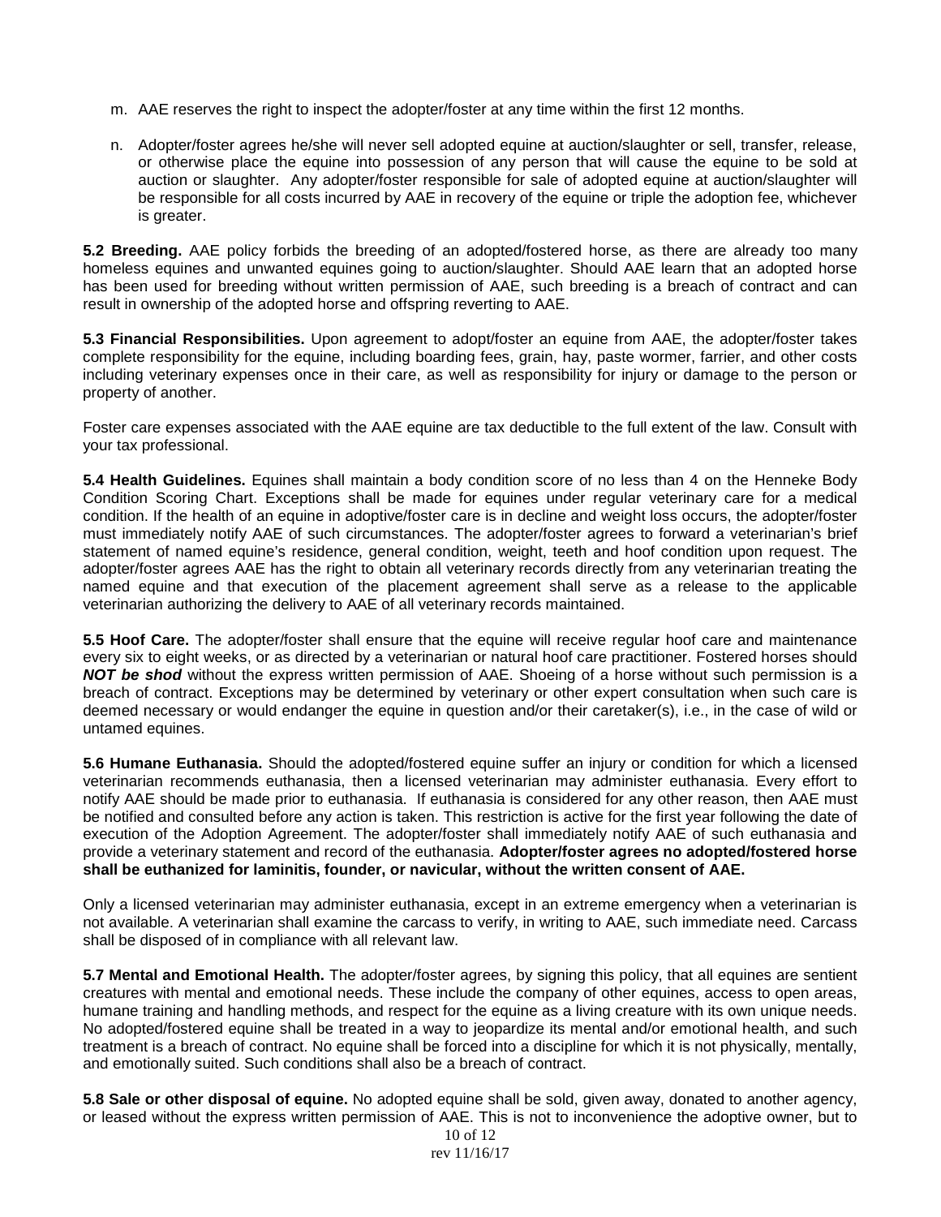m. AAE reserves the right to inspect the adopter/foster at any time within the first 12 months.

n. Adopter/foster agrees he/she will never sell adopted equine at auction/slaughter or sell, transfer, release, or otherwise place the equine into possession of any person that will cause the equine to be sold at auction or slaughter. Any adopter/foster responsible for sale of adopted equine at auction/slaughter will be responsible for all costs incurred by AAE in recovery of the equine or triple the adoption fee, whichever is greater.

**5.2 Breeding.** AAE policy forbids the breeding of an adopted/fostered horse, as there are already too many homeless equines and unwanted equines going to auction/slaughter. Should AAE learn that an adopted horse has been used for breeding without written permission of AAE, such breeding is a breach of contract and can result in ownership of the adopted horse and offspring reverting to AAE.

**5.3 Financial Responsibilities.** Upon agreement to adopt/foster an equine from AAE, the adopter/foster takes complete responsibility for the equine, including boarding fees, grain, hay, paste wormer, farrier, and other costs including veterinary expenses once in their care, as well as responsibility for injury or damage to the person or property of another.

Foster care expenses associated with the AAE equine are tax deductible to the full extent of the law. Consult with your tax professional.

**5.4 Health Guidelines.** Equines shall maintain a body condition score of no less than 4 on the Henneke Body Condition Scoring Chart. Exceptions shall be made for equines under regular veterinary care for a medical condition. If the health of an equine in adoptive/foster care is in decline and weight loss occurs, the adopter/foster must immediately notify AAE of such circumstances. The adopter/foster agrees to forward a veterinarian's brief statement of named equine's residence, general condition, weight, teeth and hoof condition upon request. The adopter/foster agrees AAE has the right to obtain all veterinary records directly from any veterinarian treating the named equine and that execution of the placement agreement shall serve as a release to the applicable veterinarian authorizing the delivery to AAE of all veterinary records maintained.

**5.5 Hoof Care.** The adopter/foster shall ensure that the equine will receive regular hoof care and maintenance every six to eight weeks, or as directed by a veterinarian or natural hoof care practitioner. Fostered horses should ***NOT be shod*** without the express written permission of AAE. Shoeing of a horse without such permission is a breach of contract. Exceptions may be determined by veterinary or other expert consultation when such care is deemed necessary or would endanger the equine in question and/or their caretaker(s), i.e., in the case of wild or untamed equines.

**5.6 Humane Euthanasia.** Should the adopted/fostered equine suffer an injury or condition for which a licensed veterinarian recommends euthanasia, then a licensed veterinarian may administer euthanasia. Every effort to notify AAE should be made prior to euthanasia. If euthanasia is considered for any other reason, then AAE must be notified and consulted before any action is taken. This restriction is active for the first year following the date of execution of the Adoption Agreement. The adopter/foster shall immediately notify AAE of such euthanasia and provide a veterinary statement and record of the euthanasia. **Adopter/foster agrees no adopted/fostered horse shall be euthanized for laminitis, founder, or navicular, without the written consent of AAE.**

Only a licensed veterinarian may administer euthanasia, except in an extreme emergency when a veterinarian is not available. A veterinarian shall examine the carcass to verify, in writing to AAE, such immediate need. Carcass shall be disposed of in compliance with all relevant law.

**5.7 Mental and Emotional Health.** The adopter/foster agrees, by signing this policy, that all equines are sentient creatures with mental and emotional needs. These include the company of other equines, access to open areas, humane training and handling methods, and respect for the equine as a living creature with its own unique needs. No adopted/fostered equine shall be treated in a way to jeopardize its mental and/or emotional health, and such treatment is a breach of contract. No equine shall be forced into a discipline for which it is not physically, mentally, and emotionally suited. Such conditions shall also be a breach of contract.

**5.8 Sale or other disposal of equine.** No adopted equine shall be sold, given away, donated to another agency, or leased without the express written permission of AAE. This is not to inconvenience the adoptive owner, but to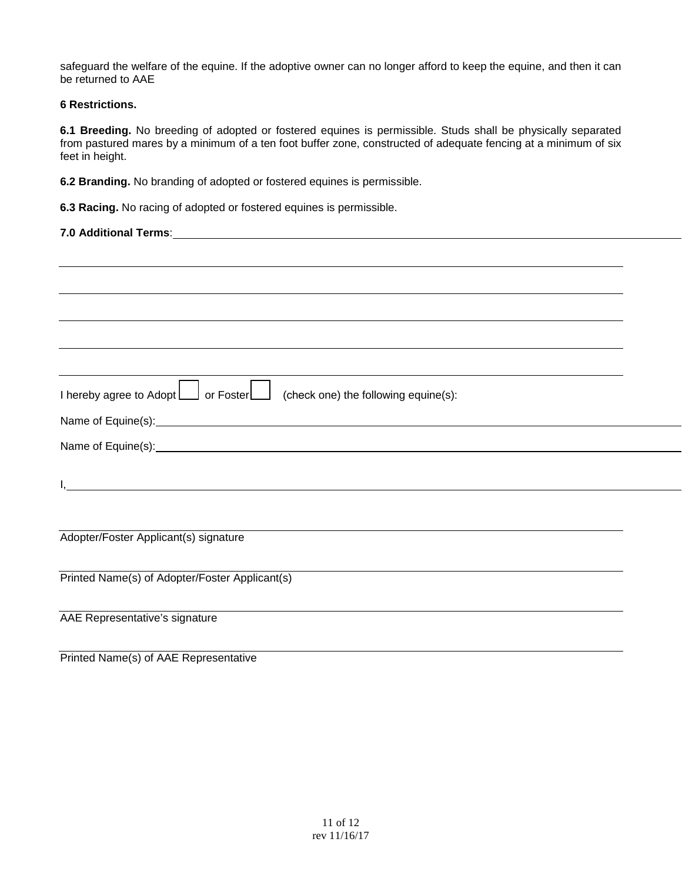safeguard the welfare of the equine. If the adoptive owner can no longer afford to keep the equine, and then it can be returned to AAE

**6 Restrictions.**

**6.1 Breeding.** No breeding of adopted or fostered equines is permissible. Studs shall be physically separated from pastured mares by a minimum of a ten foot buffer zone, constructed of adequate fencing at a minimum of six feet in height.

**6.2 Branding.** No branding of adopted or fostered equines is permissible.

**6.3 Racing.** No racing of adopted or fostered equines is permissible.

**7.0 Additional Terms**: ____________________________________________

____________________________________________

____________________________________________

____________________________________________

____________________________________________

____________________________________________

I hereby agree to Adopt ☐ or Foster ☐ (check one) the following equine(s):

Name of Equine(s): ____________________________________________

Name of Equine(s): ____________________________________________

I, ____________________________________________

____________________________________________
Adopter/Foster Applicant(s) signature

____________________________________________
Printed Name(s) of Adopter/Foster Applicant(s)

____________________________________________
AAE Representative's signature

____________________________________________
Printed Name(s) of AAE Representative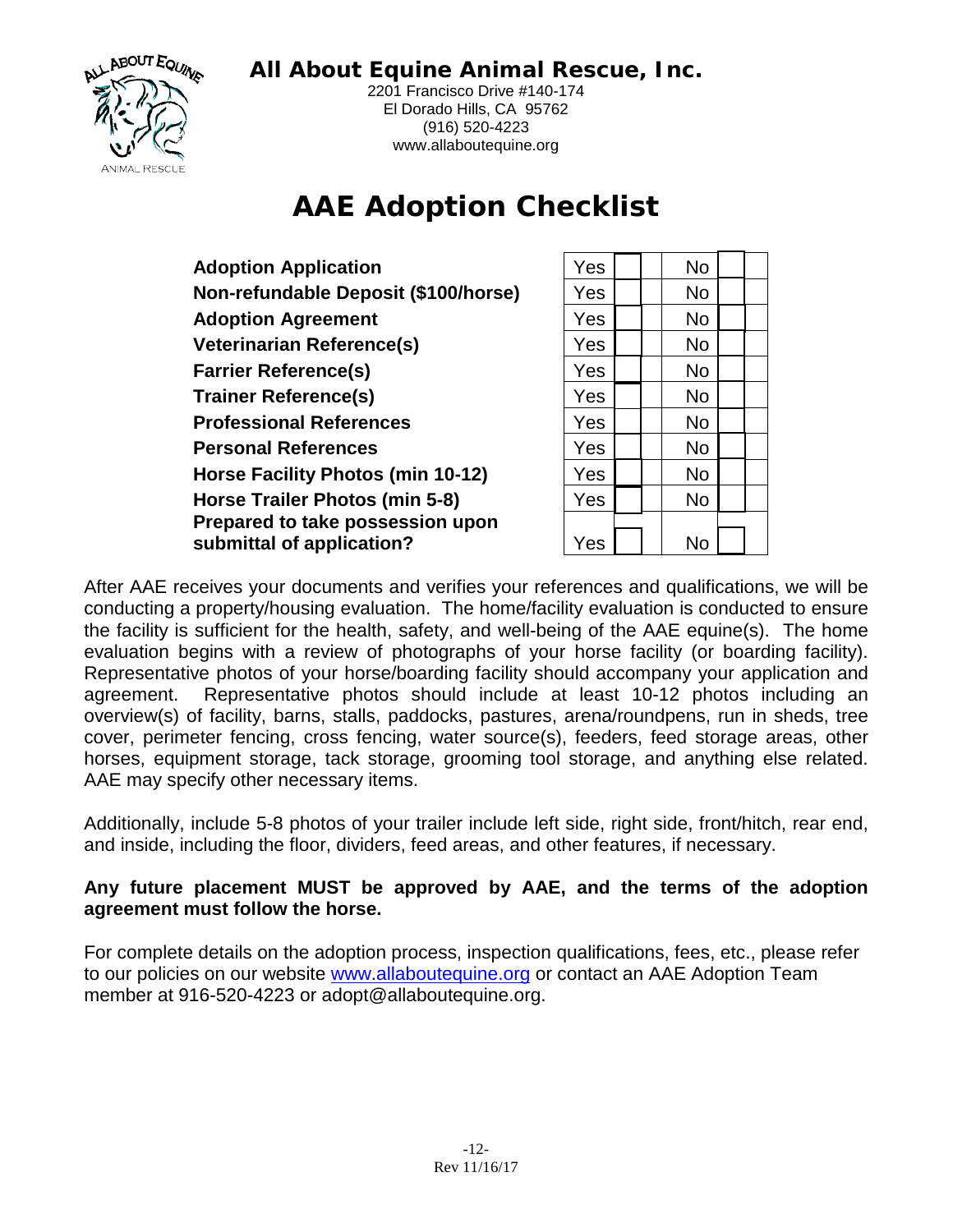**All About Equine Animal Rescue, Inc.**

2201 Francisco Drive #140-174
El Dorado Hills, CA 95762
(916) 520-4223
www.allaboutequine.org

# AAE Adoption Checklist

| | | | | |
|---|---|---|---|---|
| **Adoption Application** | Yes | | No | |
| **Non-refundable Deposit ($100/horse)** | Yes | | No | |
| **Adoption Agreement** | Yes | | No | |
| **Veterinarian Reference(s)** | Yes | | No | |
| **Farrier Reference(s)** | Yes | | No | |
| **Trainer Reference(s)** | Yes | | No | |
| **Professional References** | Yes | | No | |
| **Personal References** | Yes | | No | |
| **Horse Facility Photos (min 10-12)** | Yes | | No | |
| **Horse Trailer Photos (min 5-8)** | Yes | | No | |
| **Prepared to take possession upon submittal of application?** | Yes | | No | |

After AAE receives your documents and verifies your references and qualifications, we will be conducting a property/housing evaluation. The home/facility evaluation is conducted to ensure the facility is sufficient for the health, safety, and well-being of the AAE equine(s). The home evaluation begins with a review of photographs of your horse facility (or boarding facility). Representative photos of your horse/boarding facility should accompany your application and agreement. Representative photos should include at least 10-12 photos including an overview(s) of facility, barns, stalls, paddocks, pastures, arena/roundpens, run in sheds, tree cover, perimeter fencing, cross fencing, water source(s), feeders, feed storage areas, other horses, equipment storage, tack storage, grooming tool storage, and anything else related. AAE may specify other necessary items.

Additionally, include 5-8 photos of your trailer include left side, right side, front/hitch, rear end, and inside, including the floor, dividers, feed areas, and other features, if necessary.

**Any future placement MUST be approved by AAE, and the terms of the adoption agreement must follow the horse.**

For complete details on the adoption process, inspection qualifications, fees, etc., please refer to our policies on our website www.allaboutequine.org or contact an AAE Adoption Team member at 916-520-4223 or adopt@allaboutequine.org.

Rev 11/16/17